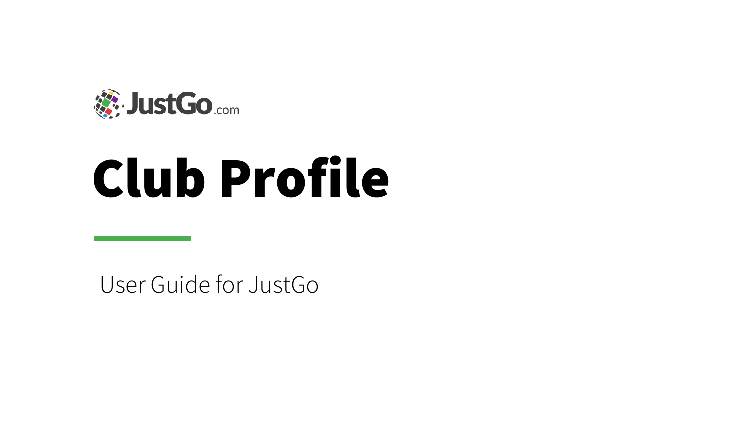JustGo.com

# Club Profile

User Guide for JustGo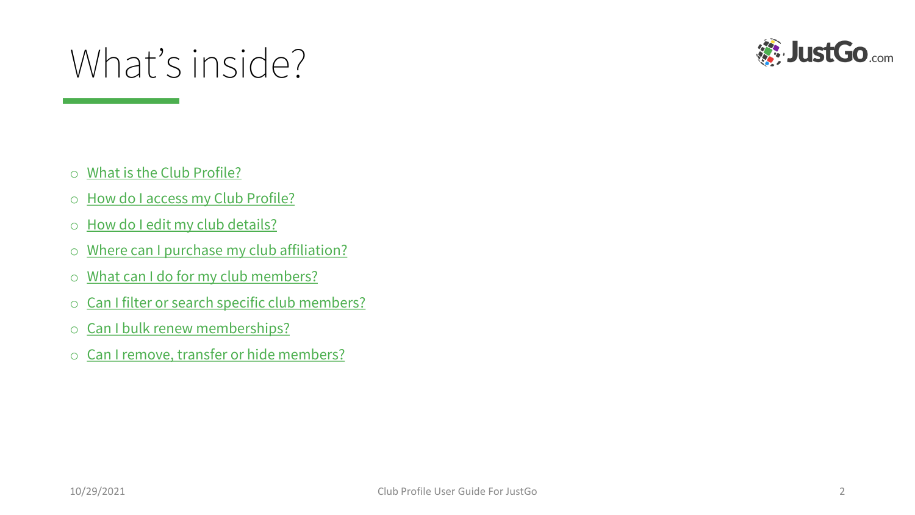# What's inside?

- What is the Club Profile?
- How do I access my Club Profile?
- How do I edit my club details?
- Where can I purchase my club affiliation?
- What can I do for my club members?
- Can I filter or search specific club members?
- Can I bulk renew memberships?
- Can I remove, transfer or hide members?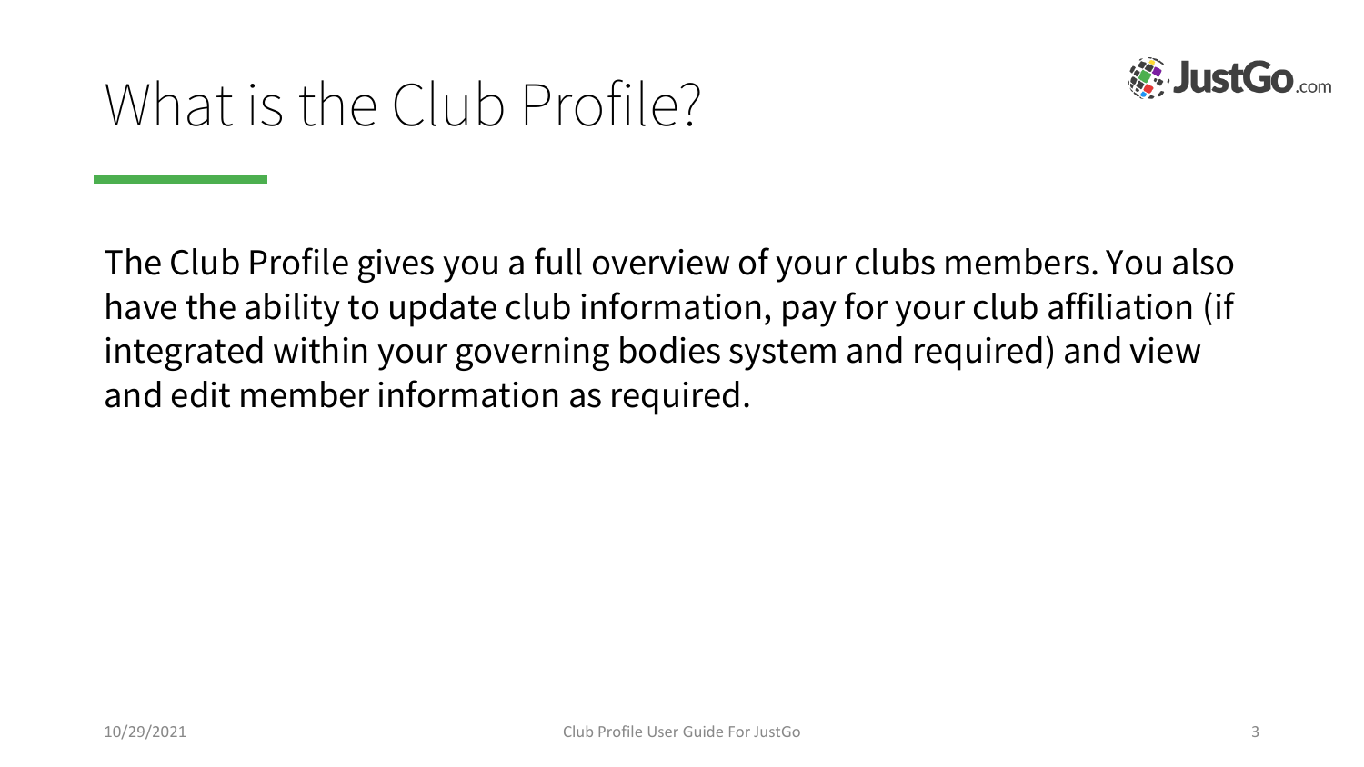# What is the Club Profile?

The Club Profile gives you a full overview of your clubs members. You also have the ability to update club information, pay for your club affiliation (if integrated within your governing bodies system and required) and view and edit member information as required.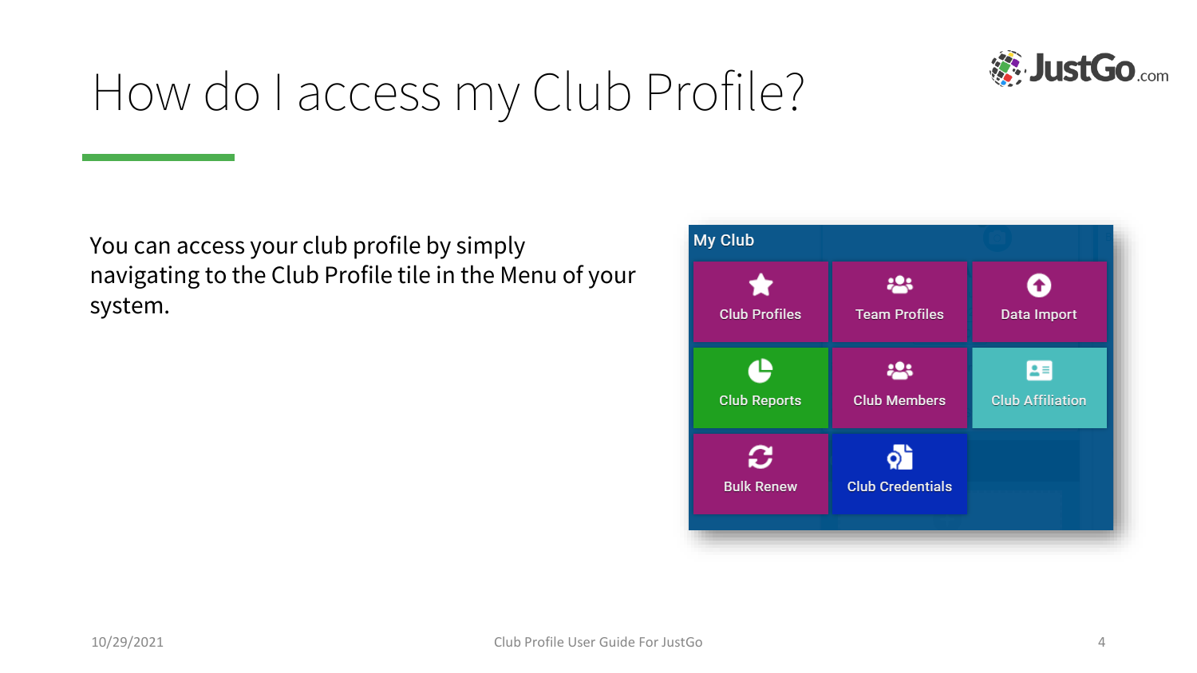# How do I access my Club Profile?

You can access your club profile by simply navigating to the Club Profile tile in the Menu of your system.

My Club

Club Profiles | Team Profiles | Data Import

Club Reports | Club Members | Club Affiliation

Bulk Renew | Club Credentials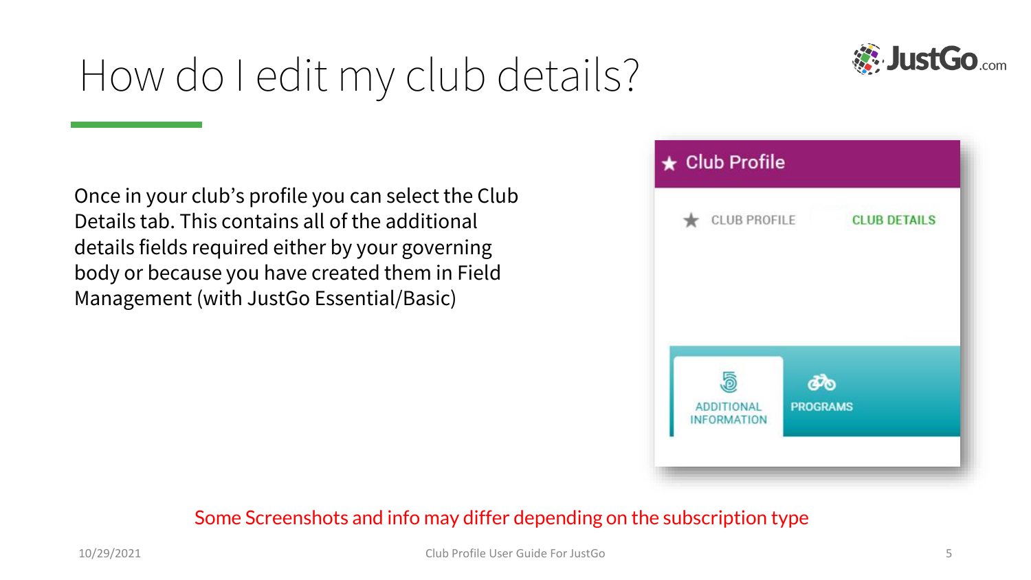# How do I edit my club details?

Once in your club's profile you can select the Club Details tab. This contains all of the additional details fields required either by your governing body or because you have created them in Field Management (with JustGo Essential/Basic)

Some Screenshots and info may differ depending on the subscription type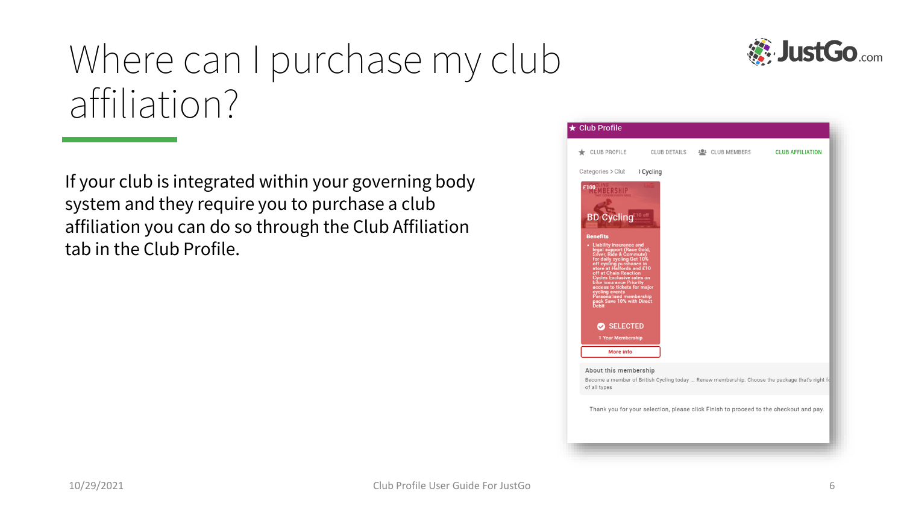# Where can I purchase my club affiliation?

If your club is integrated within your governing body system and they require you to purchase a club affiliation you can do so through the Club Affiliation tab in the Club Profile.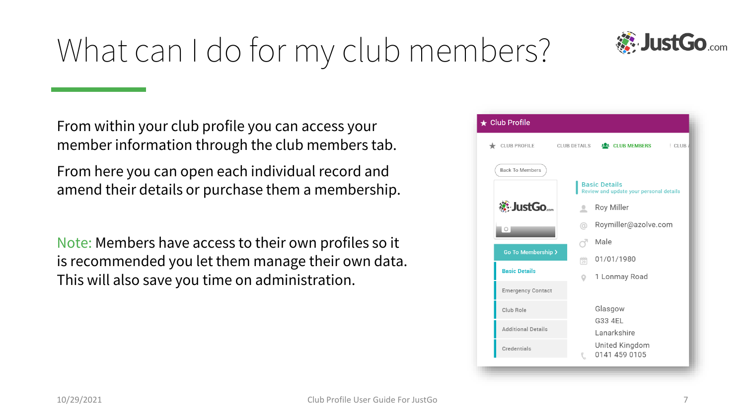# What can I do for my club members?

From within your club profile you can access your member information through the club members tab.

From here you can open each individual record and amend their details or purchase them a membership.

Note: Members have access to their own profiles so it is recommended you let them manage their own data. This will also save you time on administration.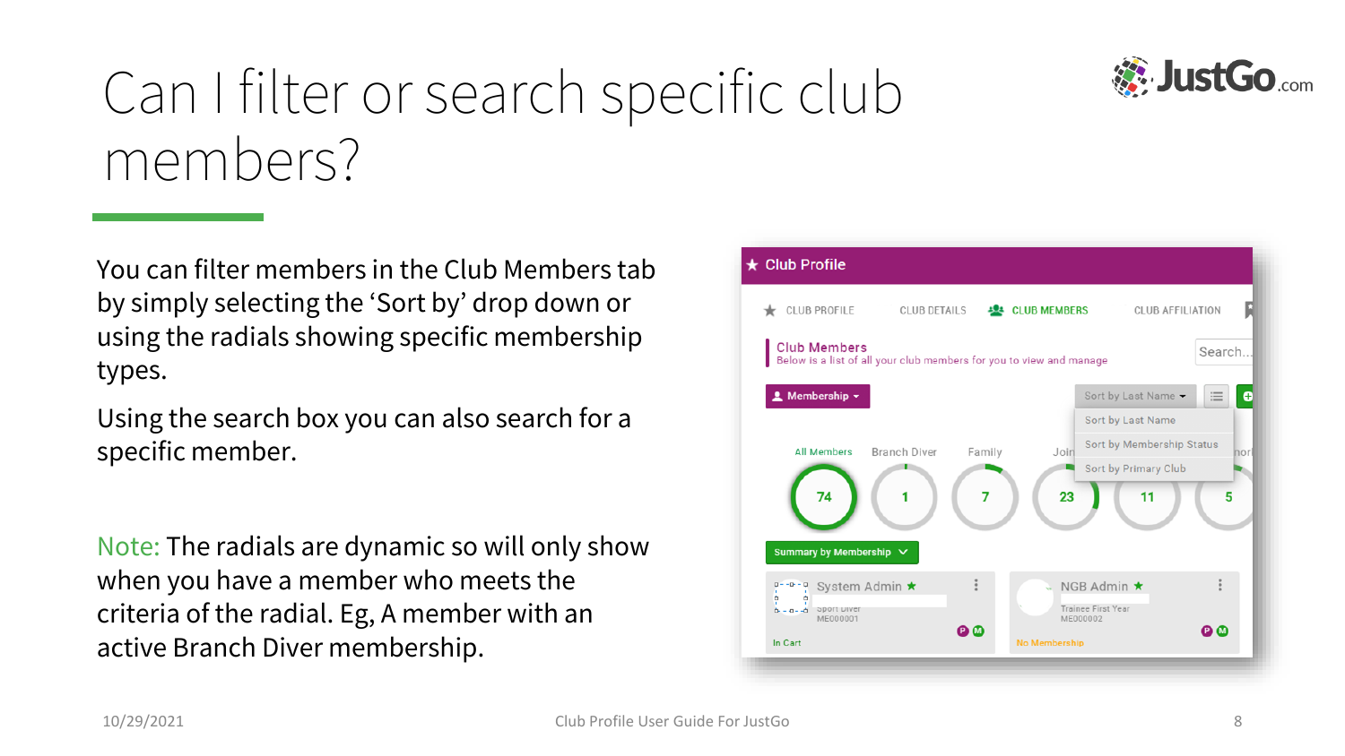# Can I filter or search specific club members?

You can filter members in the Club Members tab by simply selecting the 'Sort by' drop down or using the radials showing specific membership types.

Using the search box you can also search for a specific member.

Note: The radials are dynamic so will only show when you have a member who meets the criteria of the radial. Eg, A member with an active Branch Diver membership.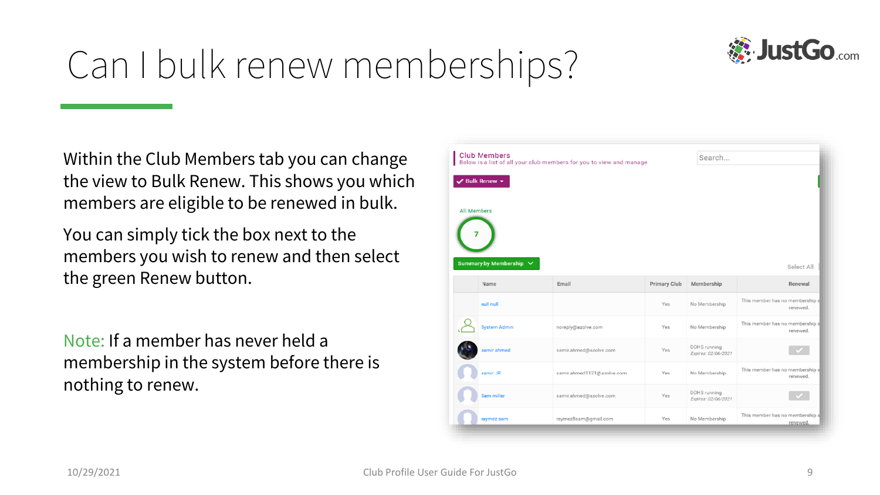# Can I bulk renew memberships?

Within the Club Members tab you can change the view to Bulk Renew. This shows you which members are eligible to be renewed in bulk.

You can simply tick the box next to the members you wish to renew and then select the green Renew button.

Note: If a member has never held a membership in the system before there is nothing to renew.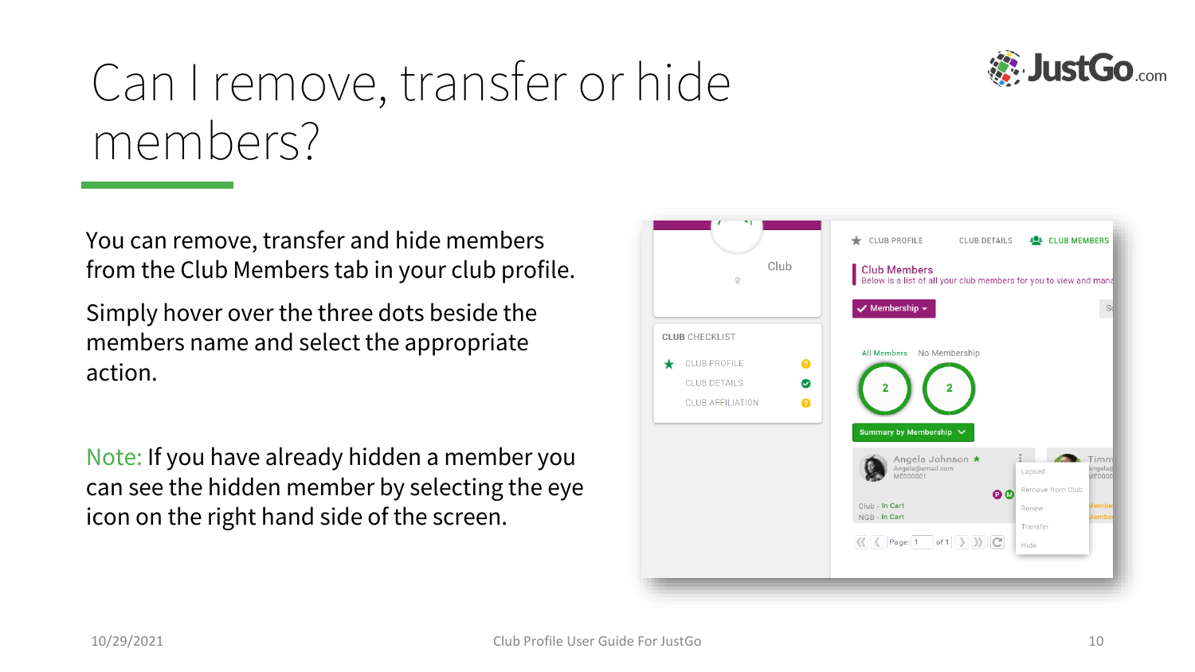# Can I remove, transfer or hide members?

You can remove, transfer and hide members from the Club Members tab in your club profile.

Simply hover over the three dots beside the members name and select the appropriate action.

Note: If you have already hidden a member you can see the hidden member by selecting the eye icon on the right hand side of the screen.